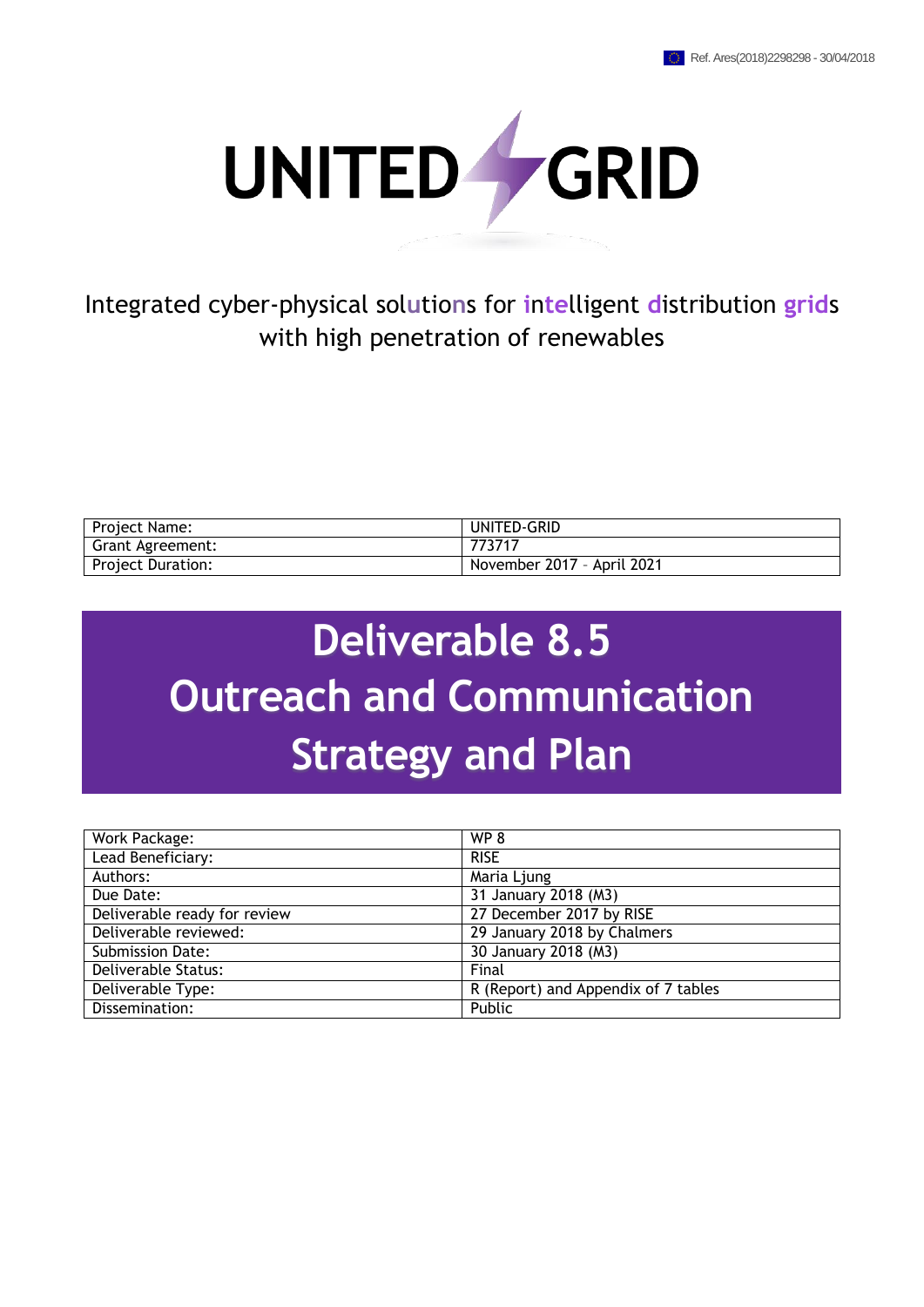Ref. Ares(2018)2298298 - 30/04/2018

# UNITED GRID

Integrated cyber-physical solutions for intelligent distribution grids with high penetration of renewables

| Project Name: | UNITED-GRID |
|---|---|
| Grant Agreement: | 773717 |
| Project Duration: | November 2017 – April 2021 |

# Deliverable 8.5
# Outreach and Communication Strategy and Plan

| Work Package: | WP 8 |
|---|---|
| Lead Beneficiary: | RISE |
| Authors: | Maria Ljung |
| Due Date: | 31 January 2018 (M3) |
| Deliverable ready for review | 27 December 2017 by RISE |
| Deliverable reviewed: | 29 January 2018 by Chalmers |
| Submission Date: | 30 January 2018 (M3) |
| Deliverable Status: | Final |
| Deliverable Type: | R (Report) and Appendix of 7 tables |
| Dissemination: | Public |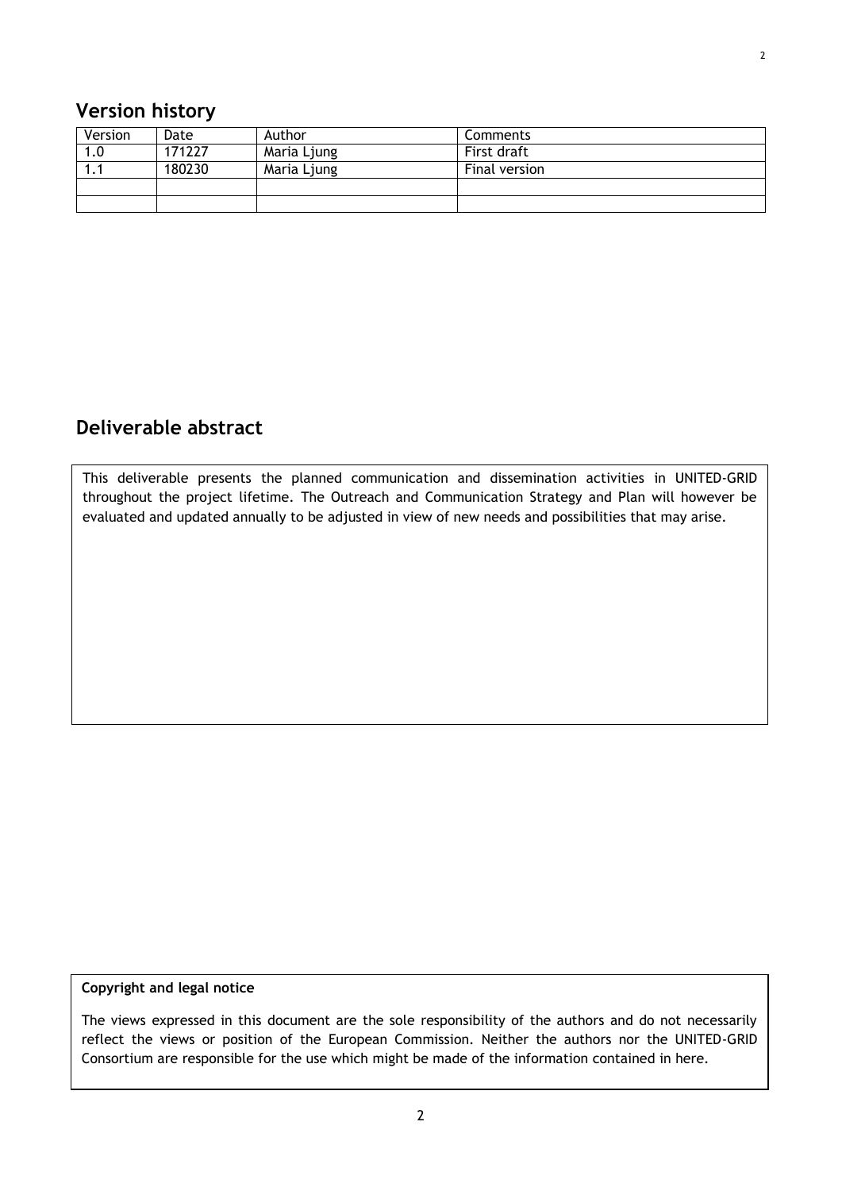## Version history

| Version | Date | Author | Comments |
| --- | --- | --- | --- |
| 1.0 | 171227 | Maria Ljung | First draft |
| 1.1 | 180230 | Maria Ljung | Final version |
| | | | |
| | | | |

## Deliverable abstract

This deliverable presents the planned communication and dissemination activities in UNITED-GRID throughout the project lifetime. The Outreach and Communication Strategy and Plan will however be evaluated and updated annually to be adjusted in view of new needs and possibilities that may arise.

**Copyright and legal notice**

The views expressed in this document are the sole responsibility of the authors and do not necessarily reflect the views or position of the European Commission. Neither the authors nor the UNITED-GRID Consortium are responsible for the use which might be made of the information contained in here.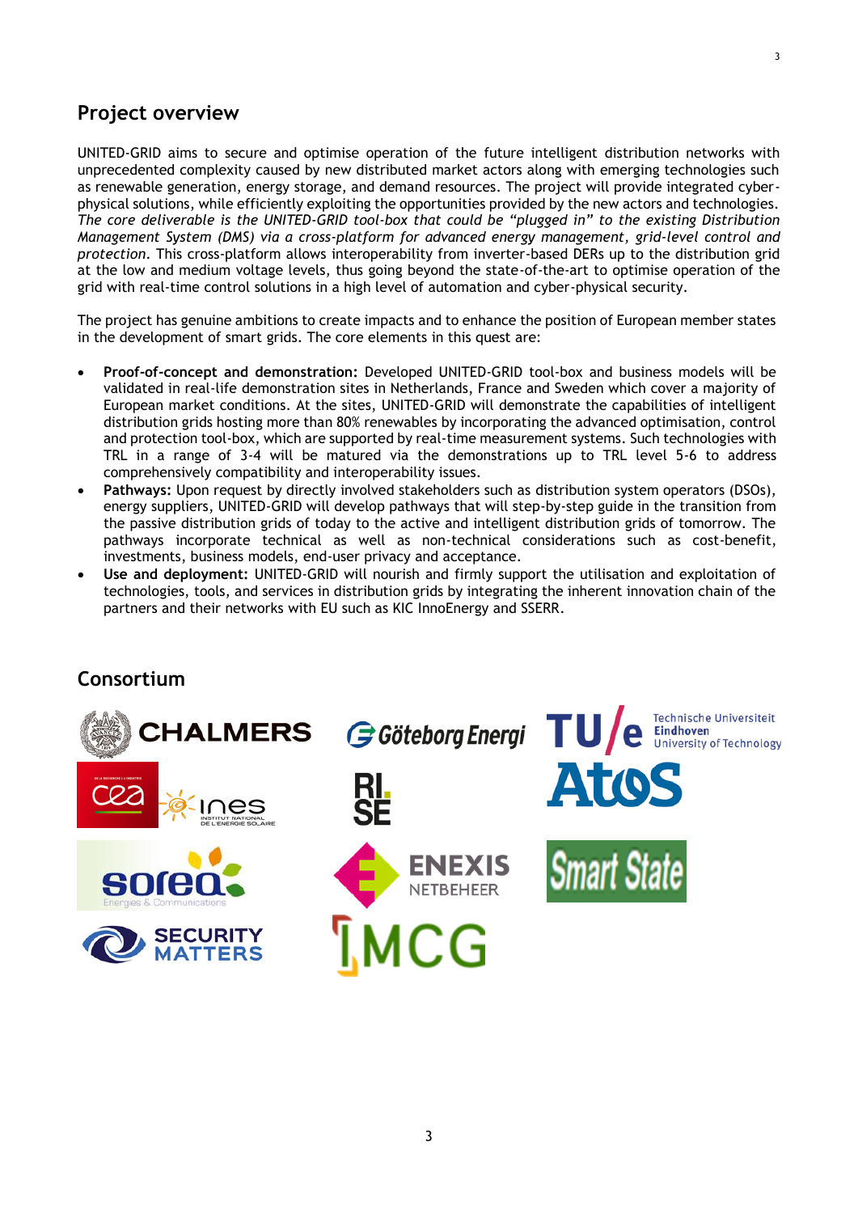## Project overview

UNITED-GRID aims to secure and optimise operation of the future intelligent distribution networks with unprecedented complexity caused by new distributed market actors along with emerging technologies such as renewable generation, energy storage, and demand resources. The project will provide integrated cyber-physical solutions, while efficiently exploiting the opportunities provided by the new actors and technologies. *The core deliverable is the UNITED-GRID tool-box that could be "plugged in" to the existing Distribution Management System (DMS) via a cross-platform for advanced energy management, grid-level control and protection.* This cross-platform allows interoperability from inverter-based DERs up to the distribution grid at the low and medium voltage levels, thus going beyond the state-of-the-art to optimise operation of the grid with real-time control solutions in a high level of automation and cyber-physical security.

The project has genuine ambitions to create impacts and to enhance the position of European member states in the development of smart grids. The core elements in this quest are:

- **Proof-of-concept and demonstration:** Developed UNITED-GRID tool-box and business models will be validated in real-life demonstration sites in Netherlands, France and Sweden which cover a majority of European market conditions. At the sites, UNITED-GRID will demonstrate the capabilities of intelligent distribution grids hosting more than 80% renewables by incorporating the advanced optimisation, control and protection tool-box, which are supported by real-time measurement systems. Such technologies with TRL in a range of 3-4 will be matured via the demonstrations up to TRL level 5-6 to address comprehensively compatibility and interoperability issues.
- **Pathways:** Upon request by directly involved stakeholders such as distribution system operators (DSOs), energy suppliers, UNITED-GRID will develop pathways that will step-by-step guide in the transition from the passive distribution grids of today to the active and intelligent distribution grids of tomorrow. The pathways incorporate technical as well as non-technical considerations such as cost-benefit, investments, business models, end-user privacy and acceptance.
- **Use and deployment:** UNITED-GRID will nourish and firmly support the utilisation and exploitation of technologies, tools, and services in distribution grids by integrating the inherent innovation chain of the partners and their networks with EU such as KIC InnoEnergy and SSERR.

## Consortium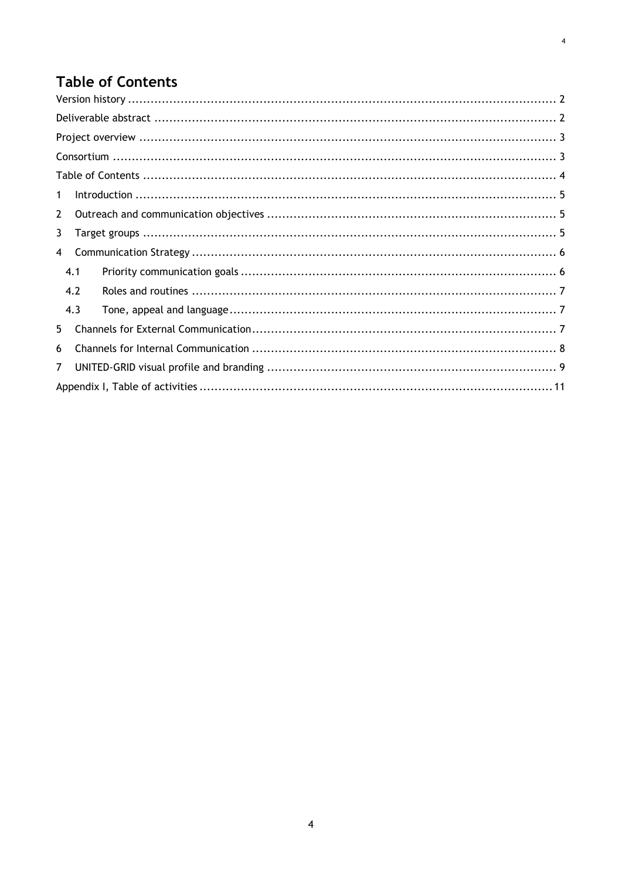# Table of Contents

Version history ........................................................ 2

Deliverable abstract ........................................................ 2

Project overview ........................................................ 3

Consortium ........................................................ 3

Table of Contents ........................................................ 4

1 Introduction ........................................................ 5

2 Outreach and communication objectives ........................................................ 5

3 Target groups ........................................................ 5

4 Communication Strategy ........................................................ 6

4.1 Priority communication goals ........................................................ 6

4.2 Roles and routines ........................................................ 7

4.3 Tone, appeal and language ........................................................ 7

5 Channels for External Communication ........................................................ 7

6 Channels for Internal Communication ........................................................ 8

7 UNITED-GRID visual profile and branding ........................................................ 9

Appendix I, Table of activities ........................................................ 11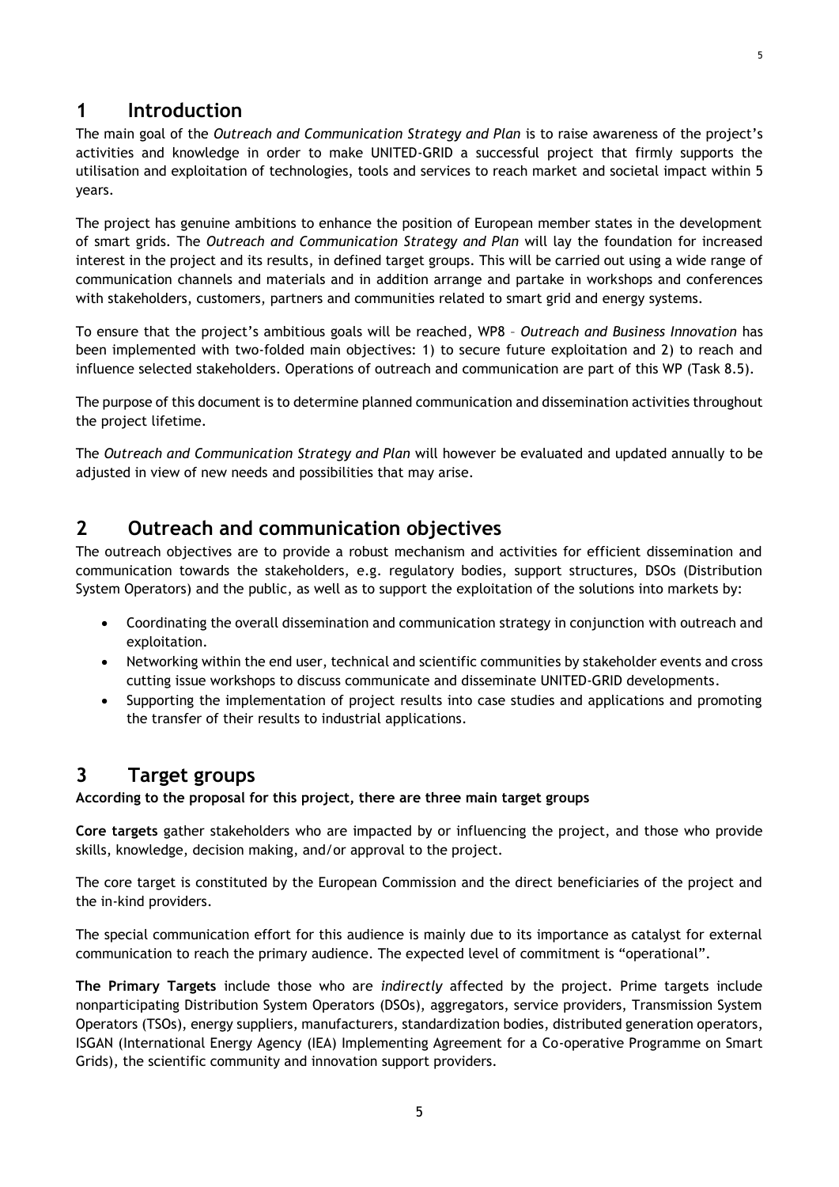# 1 Introduction

The main goal of the *Outreach and Communication Strategy and Plan* is to raise awareness of the project's activities and knowledge in order to make UNITED-GRID a successful project that firmly supports the utilisation and exploitation of technologies, tools and services to reach market and societal impact within 5 years.

The project has genuine ambitions to enhance the position of European member states in the development of smart grids. The *Outreach and Communication Strategy and Plan* will lay the foundation for increased interest in the project and its results, in defined target groups. This will be carried out using a wide range of communication channels and materials and in addition arrange and partake in workshops and conferences with stakeholders, customers, partners and communities related to smart grid and energy systems.

To ensure that the project's ambitious goals will be reached, WP8 – *Outreach and Business Innovation* has been implemented with two-folded main objectives: 1) to secure future exploitation and 2) to reach and influence selected stakeholders. Operations of outreach and communication are part of this WP (Task 8.5).

The purpose of this document is to determine planned communication and dissemination activities throughout the project lifetime.

The *Outreach and Communication Strategy and Plan* will however be evaluated and updated annually to be adjusted in view of new needs and possibilities that may arise.

# 2 Outreach and communication objectives

The outreach objectives are to provide a robust mechanism and activities for efficient dissemination and communication towards the stakeholders, e.g. regulatory bodies, support structures, DSOs (Distribution System Operators) and the public, as well as to support the exploitation of the solutions into markets by:

- Coordinating the overall dissemination and communication strategy in conjunction with outreach and exploitation.
- Networking within the end user, technical and scientific communities by stakeholder events and cross cutting issue workshops to discuss communicate and disseminate UNITED-GRID developments.
- Supporting the implementation of project results into case studies and applications and promoting the transfer of their results to industrial applications.

# 3 Target groups

**According to the proposal for this project, there are three main target groups**

**Core targets** gather stakeholders who are impacted by or influencing the project, and those who provide skills, knowledge, decision making, and/or approval to the project.

The core target is constituted by the European Commission and the direct beneficiaries of the project and the in-kind providers.

The special communication effort for this audience is mainly due to its importance as catalyst for external communication to reach the primary audience. The expected level of commitment is "operational".

**The Primary Targets** include those who are *indirectly* affected by the project. Prime targets include nonparticipating Distribution System Operators (DSOs), aggregators, service providers, Transmission System Operators (TSOs), energy suppliers, manufacturers, standardization bodies, distributed generation operators, ISGAN (International Energy Agency (IEA) Implementing Agreement for a Co-operative Programme on Smart Grids), the scientific community and innovation support providers.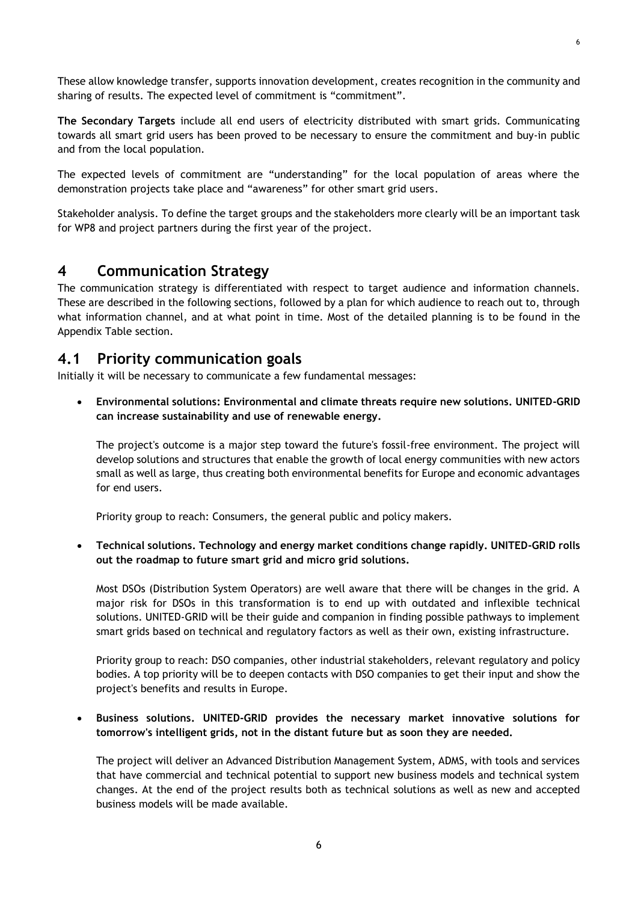These allow knowledge transfer, supports innovation development, creates recognition in the community and sharing of results. The expected level of commitment is "commitment".

**The Secondary Targets** include all end users of electricity distributed with smart grids. Communicating towards all smart grid users has been proved to be necessary to ensure the commitment and buy-in public and from the local population.

The expected levels of commitment are "understanding" for the local population of areas where the demonstration projects take place and "awareness" for other smart grid users.

Stakeholder analysis. To define the target groups and the stakeholders more clearly will be an important task for WP8 and project partners during the first year of the project.

# 4 Communication Strategy

The communication strategy is differentiated with respect to target audience and information channels. These are described in the following sections, followed by a plan for which audience to reach out to, through what information channel, and at what point in time. Most of the detailed planning is to be found in the Appendix Table section.

## 4.1 Priority communication goals

Initially it will be necessary to communicate a few fundamental messages:

- **Environmental solutions: Environmental and climate threats require new solutions. UNITED-GRID can increase sustainability and use of renewable energy.**

  The project's outcome is a major step toward the future's fossil-free environment. The project will develop solutions and structures that enable the growth of local energy communities with new actors small as well as large, thus creating both environmental benefits for Europe and economic advantages for end users.

  Priority group to reach: Consumers, the general public and policy makers.

- **Technical solutions. Technology and energy market conditions change rapidly. UNITED-GRID rolls out the roadmap to future smart grid and micro grid solutions.**

  Most DSOs (Distribution System Operators) are well aware that there will be changes in the grid. A major risk for DSOs in this transformation is to end up with outdated and inflexible technical solutions. UNITED-GRID will be their guide and companion in finding possible pathways to implement smart grids based on technical and regulatory factors as well as their own, existing infrastructure.

  Priority group to reach: DSO companies, other industrial stakeholders, relevant regulatory and policy bodies. A top priority will be to deepen contacts with DSO companies to get their input and show the project's benefits and results in Europe.

- **Business solutions. UNITED-GRID provides the necessary market innovative solutions for tomorrow's intelligent grids, not in the distant future but as soon they are needed.**

  The project will deliver an Advanced Distribution Management System, ADMS, with tools and services that have commercial and technical potential to support new business models and technical system changes. At the end of the project results both as technical solutions as well as new and accepted business models will be made available.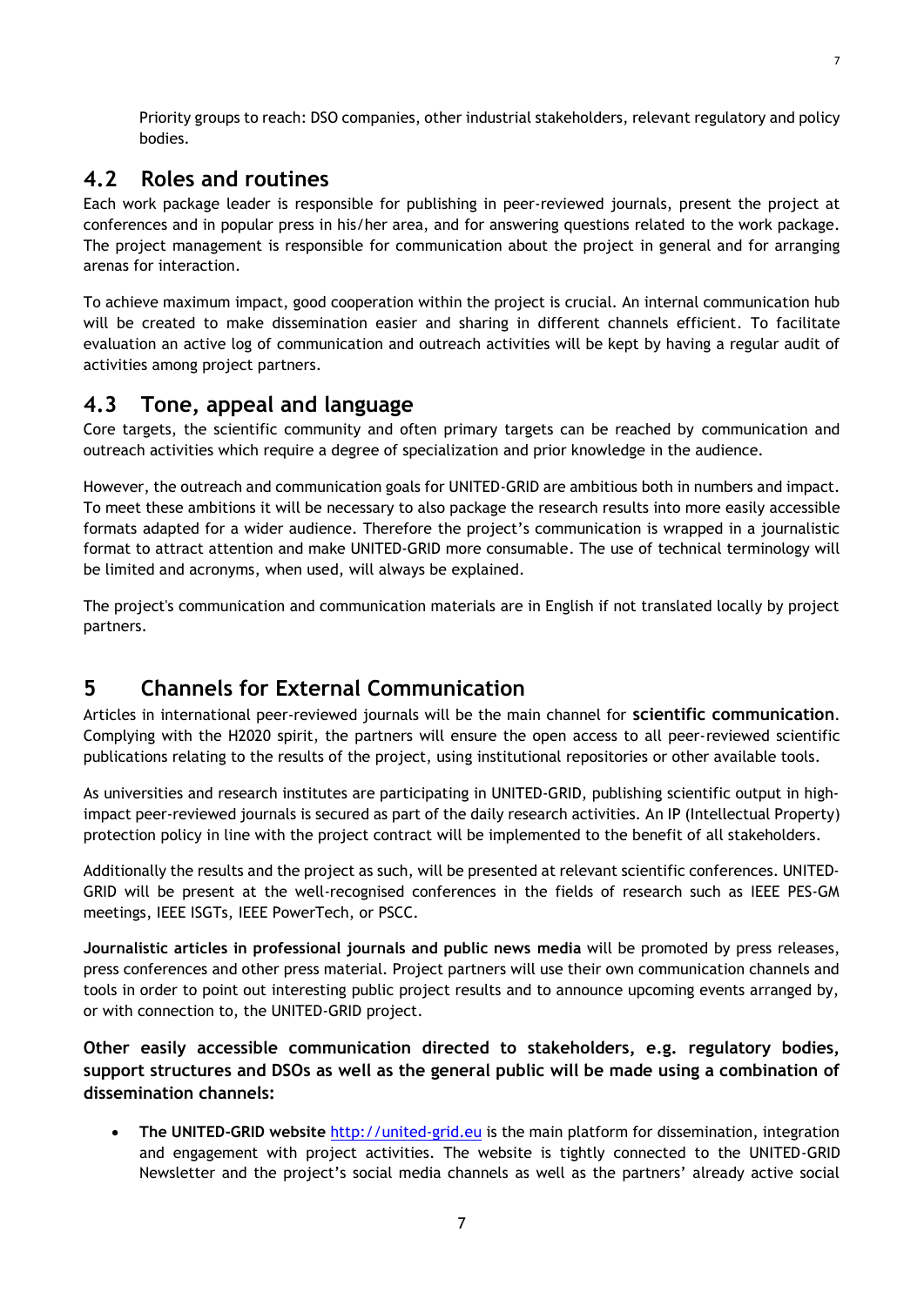Priority groups to reach: DSO companies, other industrial stakeholders, relevant regulatory and policy bodies.

## 4.2 Roles and routines

Each work package leader is responsible for publishing in peer-reviewed journals, present the project at conferences and in popular press in his/her area, and for answering questions related to the work package. The project management is responsible for communication about the project in general and for arranging arenas for interaction.

To achieve maximum impact, good cooperation within the project is crucial. An internal communication hub will be created to make dissemination easier and sharing in different channels efficient. To facilitate evaluation an active log of communication and outreach activities will be kept by having a regular audit of activities among project partners.

## 4.3 Tone, appeal and language

Core targets, the scientific community and often primary targets can be reached by communication and outreach activities which require a degree of specialization and prior knowledge in the audience.

However, the outreach and communication goals for UNITED-GRID are ambitious both in numbers and impact. To meet these ambitions it will be necessary to also package the research results into more easily accessible formats adapted for a wider audience. Therefore the project's communication is wrapped in a journalistic format to attract attention and make UNITED-GRID more consumable. The use of technical terminology will be limited and acronyms, when used, will always be explained.

The project's communication and communication materials are in English if not translated locally by project partners.

# 5 Channels for External Communication

Articles in international peer-reviewed journals will be the main channel for **scientific communication**. Complying with the H2020 spirit, the partners will ensure the open access to all peer-reviewed scientific publications relating to the results of the project, using institutional repositories or other available tools.

As universities and research institutes are participating in UNITED-GRID, publishing scientific output in high-impact peer-reviewed journals is secured as part of the daily research activities. An IP (Intellectual Property) protection policy in line with the project contract will be implemented to the benefit of all stakeholders.

Additionally the results and the project as such, will be presented at relevant scientific conferences. UNITED-GRID will be present at the well-recognised conferences in the fields of research such as IEEE PES-GM meetings, IEEE ISGTs, IEEE PowerTech, or PSCC.

**Journalistic articles in professional journals and public news media** will be promoted by press releases, press conferences and other press material. Project partners will use their own communication channels and tools in order to point out interesting public project results and to announce upcoming events arranged by, or with connection to, the UNITED-GRID project.

**Other easily accessible communication directed to stakeholders, e.g. regulatory bodies, support structures and DSOs as well as the general public will be made using a combination of dissemination channels:**

- **The UNITED-GRID website** http://united-grid.eu is the main platform for dissemination, integration and engagement with project activities. The website is tightly connected to the UNITED-GRID Newsletter and the project's social media channels as well as the partners' already active social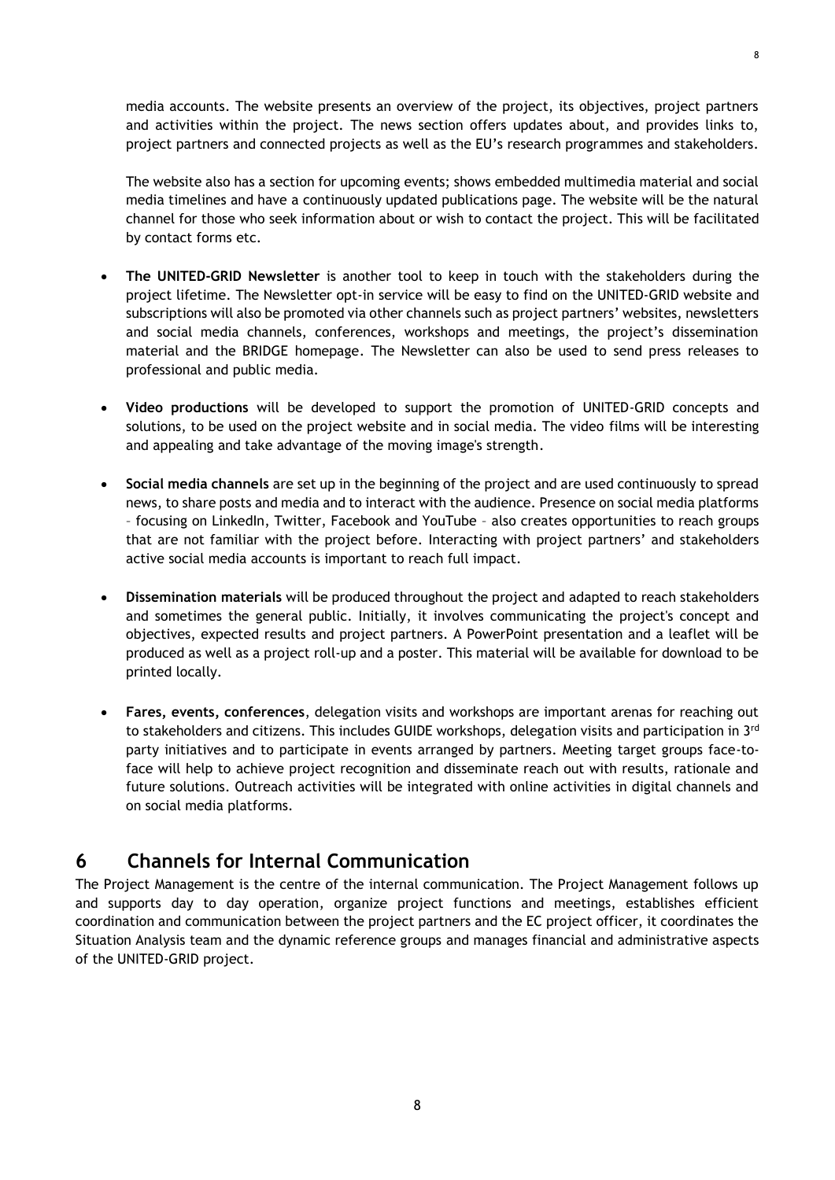media accounts. The website presents an overview of the project, its objectives, project partners and activities within the project. The news section offers updates about, and provides links to, project partners and connected projects as well as the EU's research programmes and stakeholders.

The website also has a section for upcoming events; shows embedded multimedia material and social media timelines and have a continuously updated publications page. The website will be the natural channel for those who seek information about or wish to contact the project. This will be facilitated by contact forms etc.

- **The UNITED-GRID Newsletter** is another tool to keep in touch with the stakeholders during the project lifetime. The Newsletter opt-in service will be easy to find on the UNITED-GRID website and subscriptions will also be promoted via other channels such as project partners' websites, newsletters and social media channels, conferences, workshops and meetings, the project's dissemination material and the BRIDGE homepage. The Newsletter can also be used to send press releases to professional and public media.

- **Video productions** will be developed to support the promotion of UNITED-GRID concepts and solutions, to be used on the project website and in social media. The video films will be interesting and appealing and take advantage of the moving image's strength.

- **Social media channels** are set up in the beginning of the project and are used continuously to spread news, to share posts and media and to interact with the audience. Presence on social media platforms – focusing on LinkedIn, Twitter, Facebook and YouTube – also creates opportunities to reach groups that are not familiar with the project before. Interacting with project partners' and stakeholders active social media accounts is important to reach full impact.

- **Dissemination materials** will be produced throughout the project and adapted to reach stakeholders and sometimes the general public. Initially, it involves communicating the project's concept and objectives, expected results and project partners. A PowerPoint presentation and a leaflet will be produced as well as a project roll-up and a poster. This material will be available for download to be printed locally.

- **Fares, events, conferences**, delegation visits and workshops are important arenas for reaching out to stakeholders and citizens. This includes GUIDE workshops, delegation visits and participation in 3rd party initiatives and to participate in events arranged by partners. Meeting target groups face-to-face will help to achieve project recognition and disseminate reach out with results, rationale and future solutions. Outreach activities will be integrated with online activities in digital channels and on social media platforms.

# 6 Channels for Internal Communication

The Project Management is the centre of the internal communication. The Project Management follows up and supports day to day operation, organize project functions and meetings, establishes efficient coordination and communication between the project partners and the EC project officer, it coordinates the Situation Analysis team and the dynamic reference groups and manages financial and administrative aspects of the UNITED-GRID project.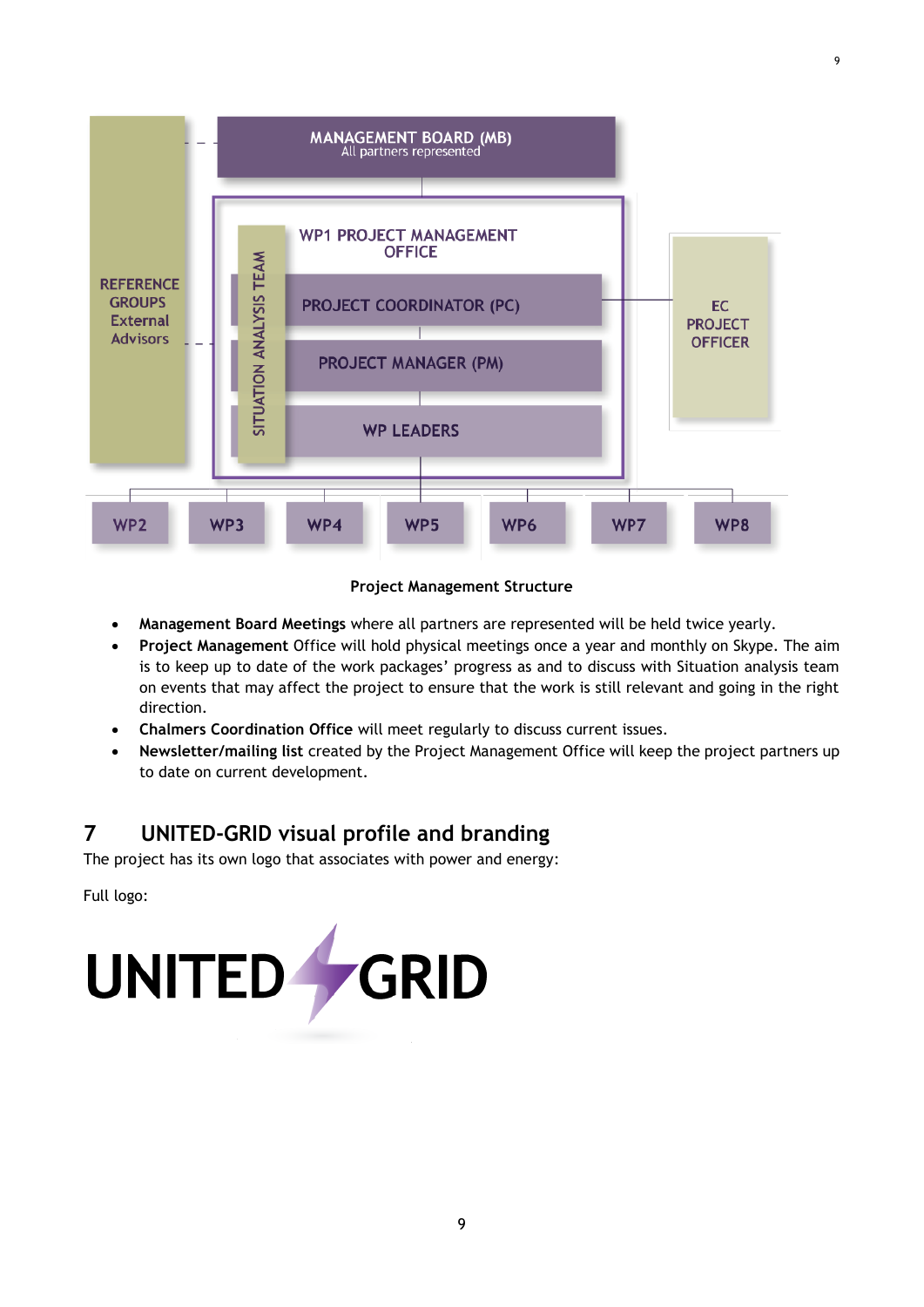MANAGEMENT BOARD (MB)
All partners represented

REFERENCE GROUPS External Advisors

SITUATION ANALYSIS TEAM

WP1 PROJECT MANAGEMENT OFFICE

PROJECT COORDINATOR (PC)

PROJECT MANAGER (PM)

WP LEADERS

EC PROJECT OFFICER

WP2 WP3 WP4 WP5 WP6 WP7 WP8

**Project Management Structure**

- **Management Board Meetings** where all partners are represented will be held twice yearly.
- **Project Management** Office will hold physical meetings once a year and monthly on Skype. The aim is to keep up to date of the work packages' progress as and to discuss with Situation analysis team on events that may affect the project to ensure that the work is still relevant and going in the right direction.
- **Chalmers Coordination Office** will meet regularly to discuss current issues.
- **Newsletter/mailing list** created by the Project Management Office will keep the project partners up to date on current development.

# 7 UNITED-GRID visual profile and branding

The project has its own logo that associates with power and energy:

Full logo:

UNITED GRID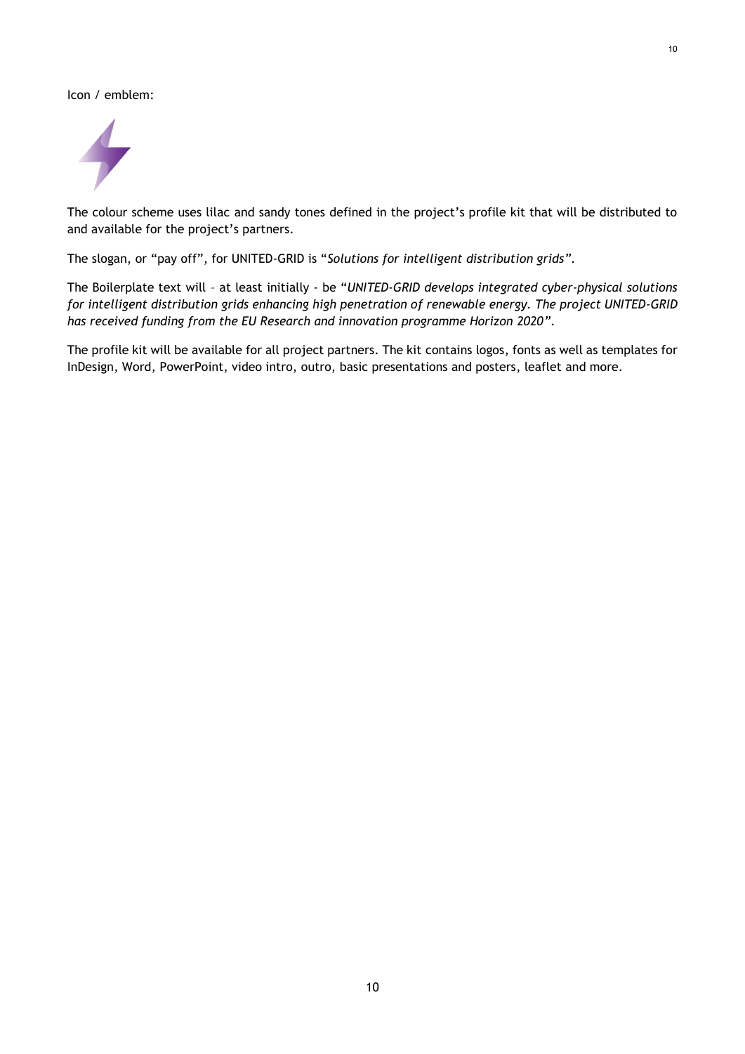Icon / emblem:

The colour scheme uses lilac and sandy tones defined in the project's profile kit that will be distributed to and available for the project's partners.

The slogan, or "pay off", for UNITED-GRID is "*Solutions for intelligent distribution grids*".

The Boilerplate text will – at least initially - be "*UNITED-GRID develops integrated cyber-physical solutions for intelligent distribution grids enhancing high penetration of renewable energy. The project UNITED-GRID has received funding from the EU Research and innovation programme Horizon 2020*".

The profile kit will be available for all project partners. The kit contains logos, fonts as well as templates for InDesign, Word, PowerPoint, video intro, outro, basic presentations and posters, leaflet and more.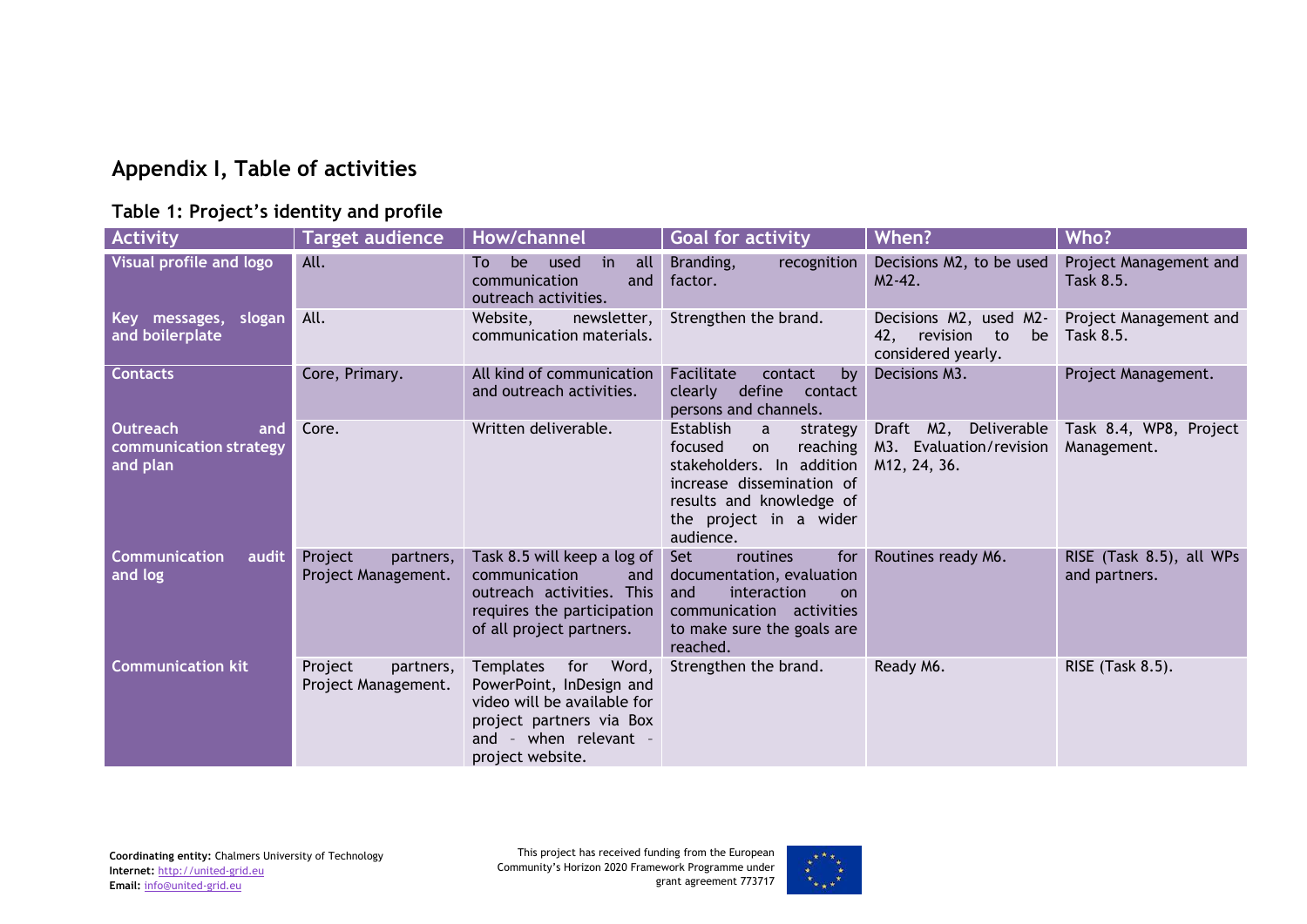## Appendix I, Table of activities

### Table 1: Project's identity and profile

| Activity | Target audience | How/channel | Goal for activity | When? | Who? |
|---|---|---|---|---|---|
| **Visual profile and logo** | All. | To be used in all communication and outreach activities. | Branding, recognition factor. | Decisions M2, to be used M2-42. | Project Management and Task 8.5. |
| **Key messages, slogan and boilerplate** | All. | Website, newsletter, communication materials. | Strengthen the brand. | Decisions M2, used M2-42, revision to be considered yearly. | Project Management and Task 8.5. |
| **Contacts** | Core, Primary. | All kind of communication and outreach activities. | Facilitate contact by clearly define contact persons and channels. | Decisions M3. | Project Management. |
| **Outreach and communication strategy and plan** | Core. | Written deliverable. | Establish a strategy focused on reaching stakeholders. In addition increase dissemination of results and knowledge of the project in a wider audience. | Draft M2, Deliverable M3. Evaluation/revision M12, 24, 36. | Task 8.4, WP8, Project Management. |
| **Communication audit and log** | Project partners, Project Management. | Task 8.5 will keep a log of communication and outreach activities. This requires the participation of all project partners. | Set routines for documentation, evaluation and interaction on communication activities to make sure the goals are reached. | Routines ready M6. | RISE (Task 8.5), all WPs and partners. |
| **Communication kit** | Project partners, Project Management. | Templates for Word, PowerPoint, InDesign and video will be available for project partners via Box and - when relevant - project website. | Strengthen the brand. | Ready M6. | RISE (Task 8.5). |

**Coordinating entity:** Chalmers University of Technology
**Internet:** http://united-grid.eu
**Email:** info@united-grid.eu

This project has received funding from the European Community's Horizon 2020 Framework Programme under grant agreement 773717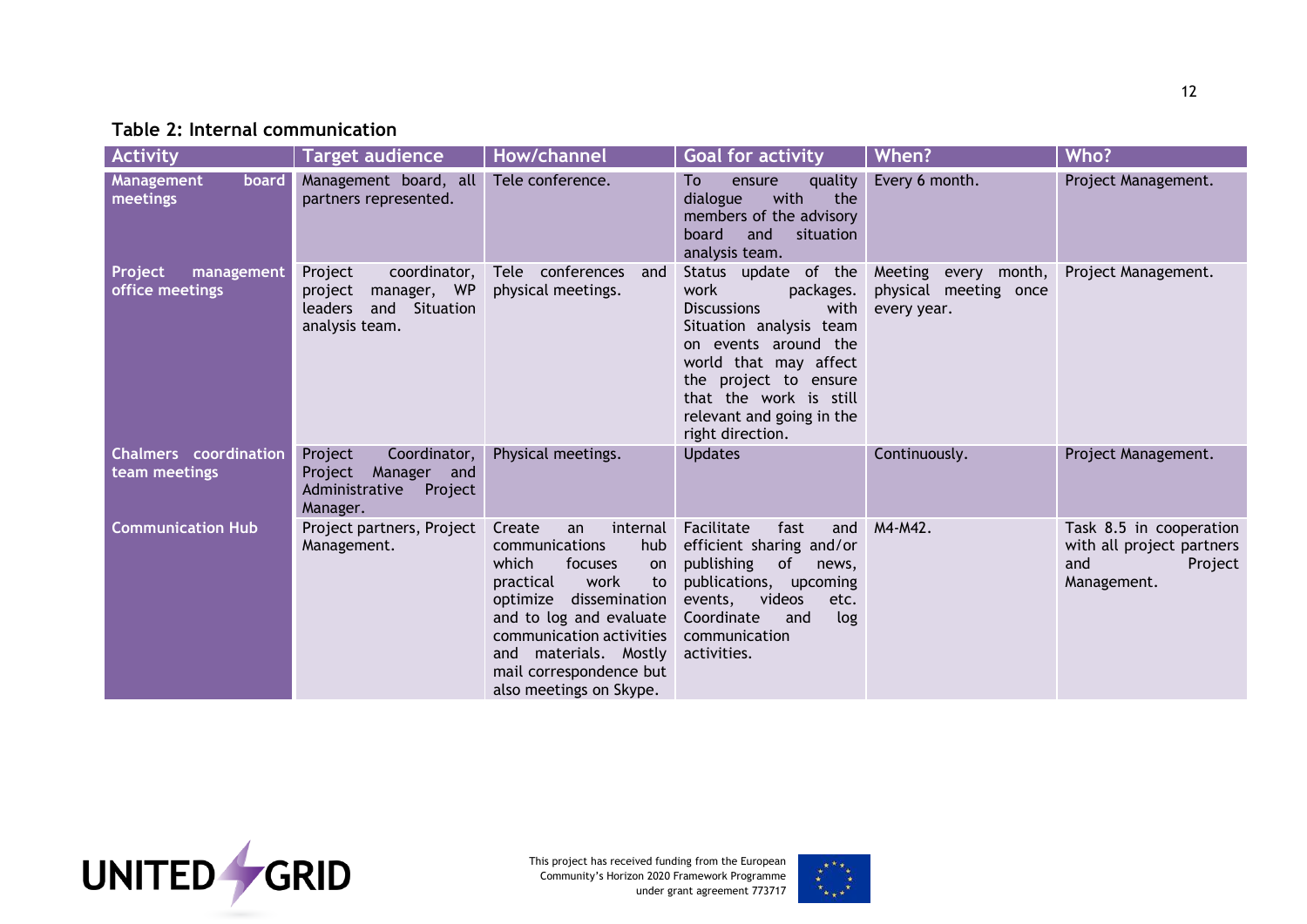**Table 2: Internal communication**

| Activity | Target audience | How/channel | Goal for activity | When? | Who? |
|---|---|---|---|---|---|
| **Management board meetings** | Management board, all partners represented. | Tele conference. | To ensure quality dialogue with the members of the advisory board and situation analysis team. | Every 6 month. | Project Management. |
| **Project management office meetings** | Project coordinator, project manager, WP leaders and Situation analysis team. | Tele conferences and physical meetings. | Status update of the work packages. Discussions with Situation analysis team on events around the world that may affect the project to ensure that the work is still relevant and going in the right direction. | Meeting every month, physical meeting once every year. | Project Management. |
| **Chalmers coordination team meetings** | Project Coordinator, Project Manager and Administrative Project Manager. | Physical meetings. | Updates | Continuously. | Project Management. |
| **Communication Hub** | Project partners, Project Management. | Create an internal communications hub which focuses on practical work to optimize dissemination and to log and evaluate communication activities and materials. Mostly mail correspondence but also meetings on Skype. | Facilitate fast and efficient sharing and/or publishing of news, publications, upcoming events, videos etc. Coordinate and log communication activities. | M4-M42. | Task 8.5 in cooperation with all project partners and Project Management. |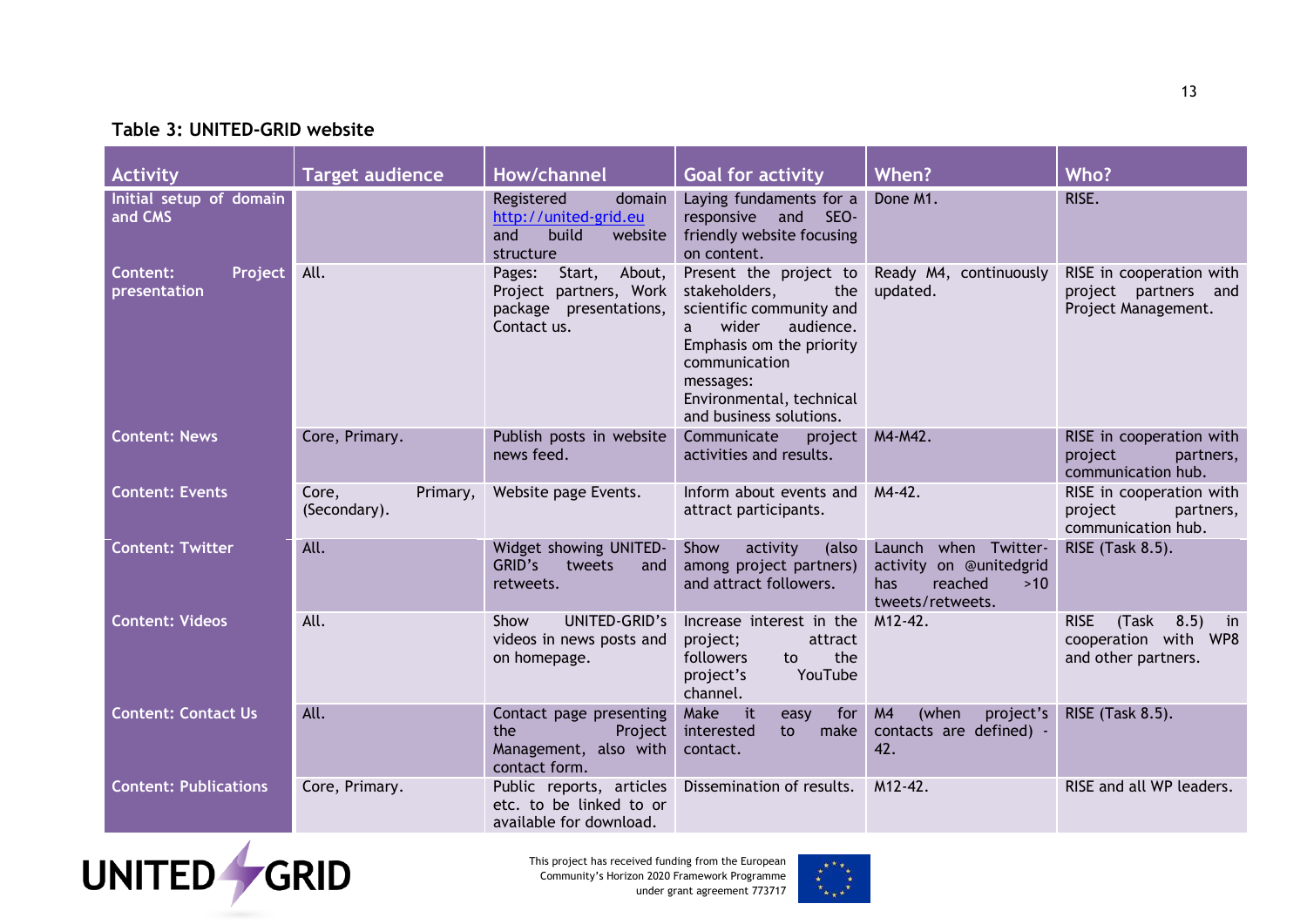**Table 3: UNITED-GRID website**

| Activity | Target audience | How/channel | Goal for activity | When? | Who? |
|---|---|---|---|---|---|
| Initial setup of domain and CMS | | Registered domain http://united-grid.eu and build website structure | Laying fundaments for a responsive and SEO-friendly website focusing on content. | Done M1. | RISE. |
| Content: Project presentation | All. | Pages: Start, About, Project partners, Work package presentations, Contact us. | Present the project to stakeholders, the scientific community and a wider audience. Emphasis om the priority communication messages: Environmental, technical and business solutions. | Ready M4, continuously updated. | RISE in cooperation with project partners and Project Management. |
| Content: News | Core, Primary. | Publish posts in website news feed. | Communicate project activities and results. | M4-M42. | RISE in cooperation with project partners, communication hub. |
| Content: Events | Core, Primary, (Secondary). | Website page Events. | Inform about events and attract participants. | M4-42. | RISE in cooperation with project partners, communication hub. |
| Content: Twitter | All. | Widget showing UNITED-GRID's tweets and retweets. | Show activity (also among project partners) and attract followers. | Launch when Twitter-activity on @unitedgrid has reached >10 tweets/retweets. | RISE (Task 8.5). |
| Content: Videos | All. | Show UNITED-GRID's videos in news posts and on homepage. | Increase interest in the project; attract followers to the project's YouTube channel. | M12-42. | RISE (Task 8.5) in cooperation with WP8 and other partners. |
| Content: Contact Us | All. | Contact page presenting the Project Management, also with contact form. | Make it easy for interested to make contact. | M4 (when project's contacts are defined) - 42. | RISE (Task 8.5). |
| Content: Publications | Core, Primary. | Public reports, articles etc. to be linked to or available for download. | Dissemination of results. | M12-42. | RISE and all WP leaders. |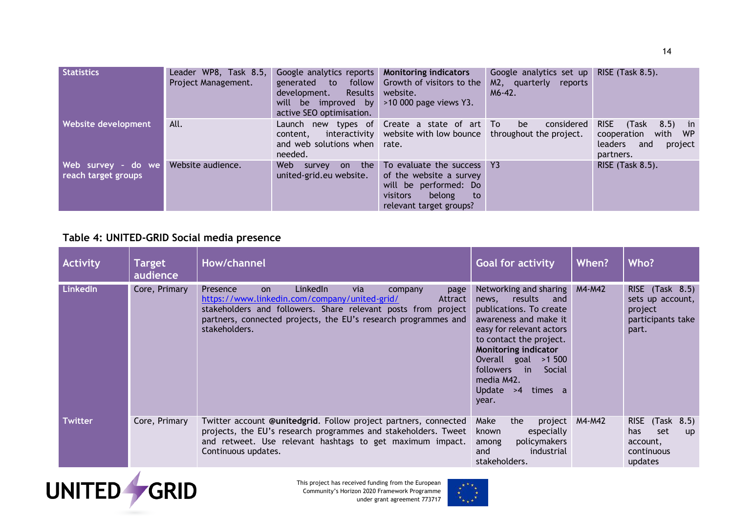| Statistics | Leader WP8, Task 8.5, Project Management. | Google analytics reports generated to follow development. Results will be improved by active SEO optimisation. | **Monitoring indicators** Growth of visitors to the website. >10 000 page views Y3. | Google analytics set up M2, quarterly reports M6-42. | RISE (Task 8.5). |
|---|---|---|---|---|---|
| Website development | All. | Launch new types of content, interactivity and web solutions when needed. | Create a state of art website with low bounce rate. | To be considered throughout the project. | RISE (Task 8.5) in cooperation with WP leaders and project partners. |
| Web survey - do we reach target groups | Website audience. | Web survey on the united-grid.eu website. | To evaluate the success of the website a survey will be performed: Do visitors belong to relevant target groups? | Y3 | RISE (Task 8.5). |

**Table 4: UNITED-GRID Social media presence**

| Activity | Target audience | How/channel | Goal for activity | When? | Who? |
|---|---|---|---|---|---|
| LinkedIn | Core, Primary | Presence on LinkedIn via company page https://www.linkedin.com/company/united-grid/ Attract stakeholders and followers. Share relevant posts from project partners, connected projects, the EU's research programmes and stakeholders. | Networking and sharing news, results and publications. To create awareness and make it easy for relevant actors to contact the project. **Monitoring indicator** Overall goal >1 500 followers in Social media M42. Update >4 times a year. | M4-M42 | RISE (Task 8.5) sets up account, project participants take part. |
| Twitter | Core, Primary | Twitter account **@unitedgrid**. Follow project partners, connected projects, the EU's research programmes and stakeholders. Tweet and retweet. Use relevant hashtags to get maximum impact. Continuous updates. | Make the project known especially among policymakers and industrial stakeholders. | M4-M42 | RISE (Task 8.5) has set up account, continuous updates |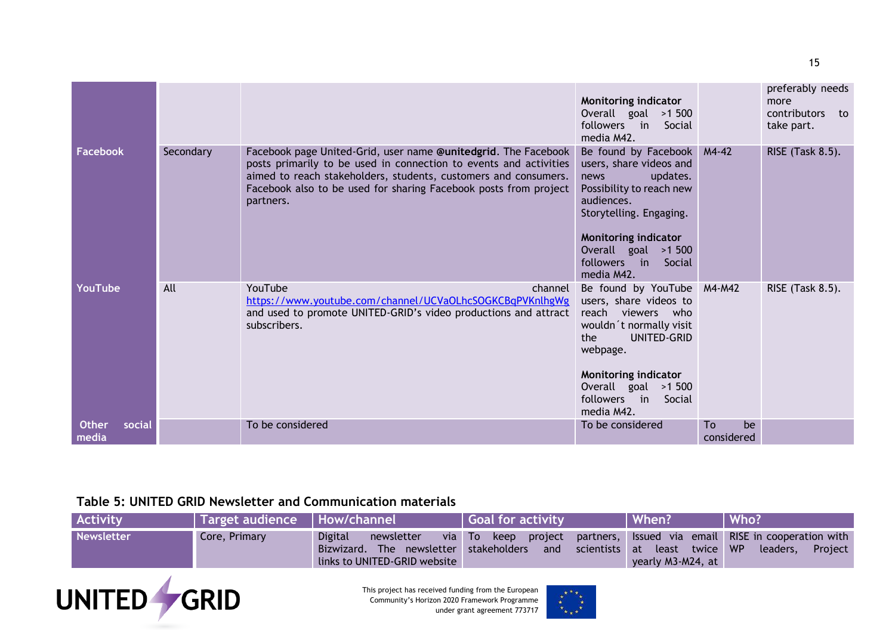| | | | | | |
|---|---|---|---|---|---|
| | | | **Monitoring indicator** Overall goal >1 500 followers in Social media M42. | | preferably needs more contributors to take part. |
| **Facebook** | Secondary | Facebook page United-Grid, user name **@unitedgrid**. The Facebook posts primarily to be used in connection to events and activities aimed to reach stakeholders, students, customers and consumers. Facebook also to be used for sharing Facebook posts from project partners. | Be found by Facebook users, share videos and news updates. Possibility to reach new audiences. Storytelling. Engaging. **Monitoring indicator** Overall goal >1 500 followers in Social media M42. | M4-42 | RISE (Task 8.5). |
| **YouTube** | All | YouTube channel https://www.youtube.com/channel/UCVaOLhcSOGKCBqPVKnlhgWg and used to promote UNITED-GRID's video productions and attract subscribers. | Be found by YouTube users, share videos to reach viewers who wouldn´t normally visit the UNITED-GRID webpage. **Monitoring indicator** Overall goal >1 500 followers in Social media M42. | M4-M42 | RISE (Task 8.5). |
| **Other social media** | | To be considered | To be considered | To be considered | |

**Table 5: UNITED GRID Newsletter and Communication materials**

| Activity | Target audience | How/channel | Goal for activity | When? | Who? |
|---|---|---|---|---|---|
| **Newsletter** | Core, Primary | Digital newsletter via Bizwizard. The newsletter links to UNITED-GRID website | To keep project partners, stakeholders and scientists | Issued via email at least twice yearly M3-M24, at | RISE in cooperation with WP leaders, Project |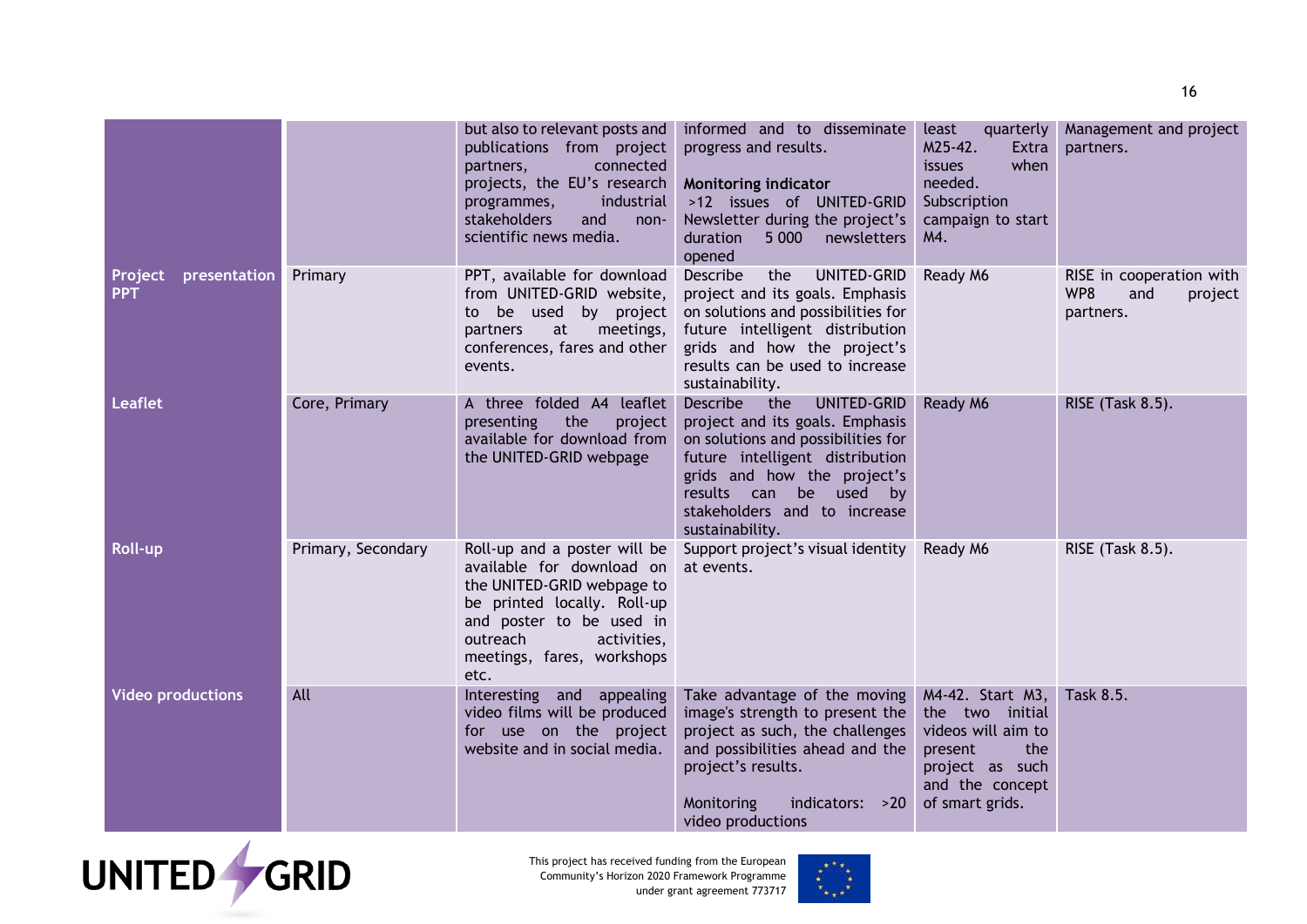| | | | | | |
|---|---|---|---|---|---|
| | | but also to relevant posts and publications from project partners, connected projects, the EU's research programmes, industrial stakeholders and non-scientific news media. | informed and to disseminate progress and results.<br><br>**Monitoring indicator**<br>>12 issues of UNITED-GRID Newsletter during the project's duration 5 000 newsletters opened | least quarterly M25-42. Extra issues when needed. Subscription campaign to start M4. | Management and project partners. |
| **Project presentation PPT** | Primary | PPT, available for download from UNITED-GRID website, to be used by project partners at meetings, conferences, fares and other events. | Describe the UNITED-GRID project and its goals. Emphasis on solutions and possibilities for future intelligent distribution grids and how the project's results can be used to increase sustainability. | Ready M6 | RISE in cooperation with WP8 and project partners. |
| **Leaflet** | Core, Primary | A three folded A4 leaflet presenting the project available for download from the UNITED-GRID webpage | Describe the UNITED-GRID project and its goals. Emphasis on solutions and possibilities for future intelligent distribution grids and how the project's results can be used by stakeholders and to increase sustainability. | Ready M6 | RISE (Task 8.5). |
| **Roll-up** | Primary, Secondary | Roll-up and a poster will be available for download on the UNITED-GRID webpage to be printed locally. Roll-up and poster to be used in outreach activities, meetings, fares, workshops etc. | Support project's visual identity at events. | Ready M6 | RISE (Task 8.5). |
| **Video productions** | All | Interesting and appealing video films will be produced for use on the project website and in social media. | Take advantage of the moving image's strength to present the project as such, the challenges and possibilities ahead and the project's results.<br><br>Monitoring indicators: >20 video productions | M4-42. Start M3, the two initial videos will aim to present the project as such and the concept of smart grids. | Task 8.5. |

This project has received funding from the European Community's Horizon 2020 Framework Programme under grant agreement 773717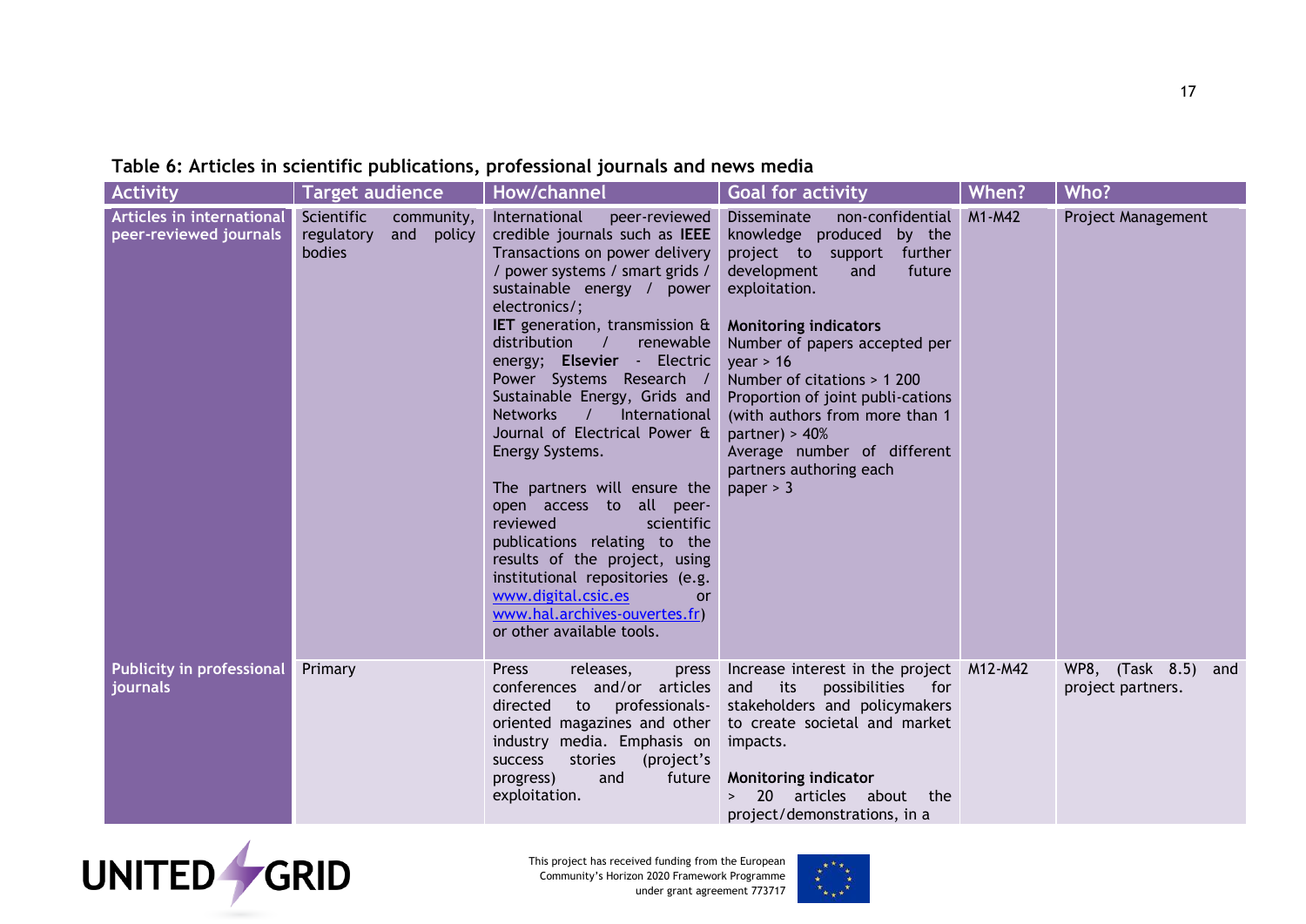**Table 6: Articles in scientific publications, professional journals and news media**

| Activity | Target audience | How/channel | Goal for activity | When? | Who? |
|---|---|---|---|---|---|
| **Articles in international peer-reviewed journals** | Scientific community, regulatory and policy bodies | International peer-reviewed credible journals such as **IEEE** Transactions on power delivery / power systems / smart grids / sustainable energy / power electronics/;<br>**IET** generation, transmission & distribution / renewable energy; **Elsevier** - Electric Power Systems Research / Sustainable Energy, Grids and Networks / International Journal of Electrical Power & Energy Systems.<br><br>The partners will ensure the open access to all peer-reviewed scientific publications relating to the results of the project, using institutional repositories (e.g. www.digital.csic.es or www.hal.archives-ouvertes.fr) or other available tools. | Disseminate non-confidential knowledge produced by the project to support further development and future exploitation.<br><br>**Monitoring indicators**<br>Number of papers accepted per year > 16<br>Number of citations > 1 200<br>Proportion of joint publi-cations (with authors from more than 1 partner) > 40%<br>Average number of different partners authoring each paper > 3 | M1-M42 | Project Management |
| **Publicity in professional journals** | Primary | Press releases, press conferences and/or articles directed to professionals-oriented magazines and other industry media. Emphasis on success stories (project's progress) and future exploitation. | Increase interest in the project and its possibilities for stakeholders and policymakers to create societal and market impacts.<br><br>**Monitoring indicator**<br>> 20 articles about the project/demonstrations, in a | M12-M42 | WP8, (Task 8.5) and project partners. |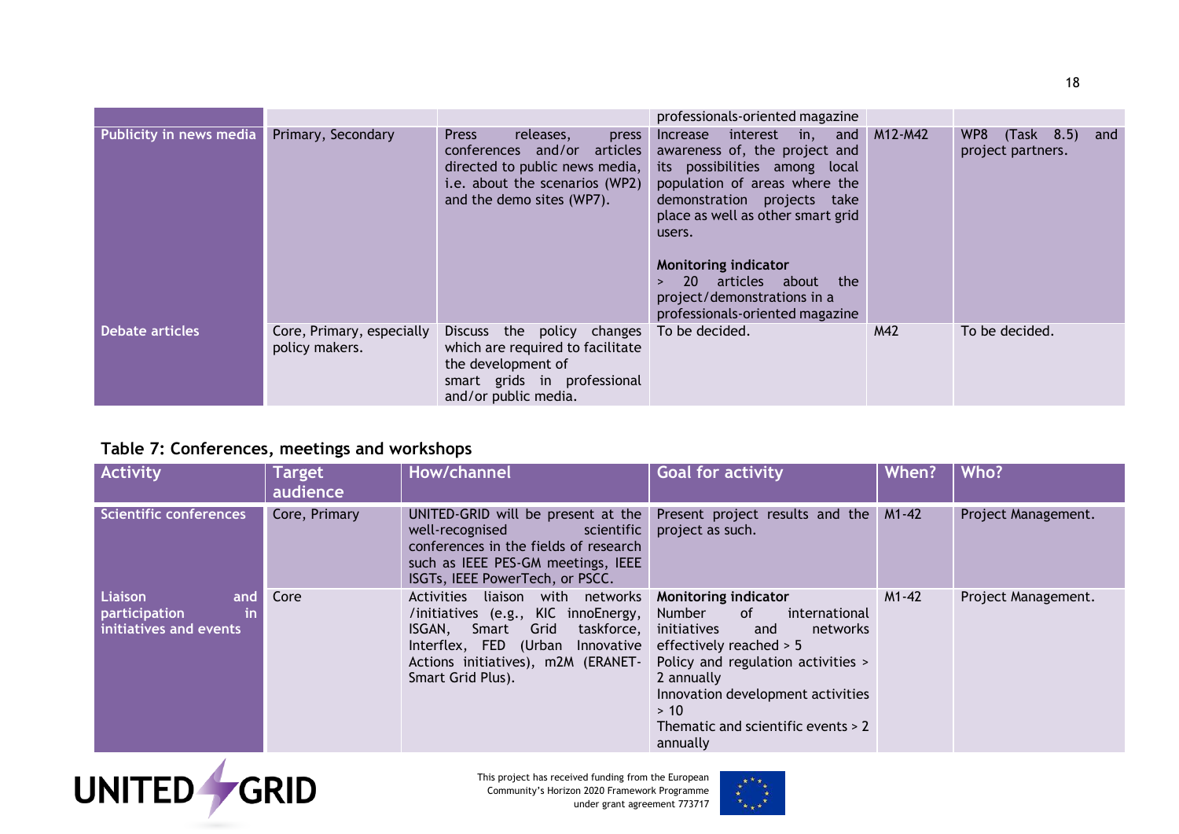| | | | professionals-oriented magazine | | |
|---|---|---|---|---|---|
| **Publicity in news media** | Primary, Secondary | Press releases, press conferences and/or articles directed to public news media, i.e. about the scenarios (WP2) and the demo sites (WP7). | Increase interest in, and awareness of, the project and its possibilities among local population of areas where the demonstration projects take place as well as other smart grid users.<br><br>**Monitoring indicator**<br>> 20 articles about the project/demonstrations in a professionals-oriented magazine | M12-M42 | WP8 (Task 8.5) and project partners. |
| **Debate articles** | Core, Primary, especially policy makers. | Discuss the policy changes which are required to facilitate the development of smart grids in professional and/or public media. | To be decided. | M42 | To be decided. |

### Table 7: Conferences, meetings and workshops

| Activity | Target audience | How/channel | Goal for activity | When? | Who? |
|---|---|---|---|---|---|
| **Scientific conferences** | Core, Primary | UNITED-GRID will be present at the well-recognised scientific conferences in the fields of research such as IEEE PES-GM meetings, IEEE ISGTs, IEEE PowerTech, or PSCC. | Present project results and the project as such. | M1-42 | Project Management. |
| **Liaison and participation in initiatives and events** | Core | Activities liaison with networks /initiatives (e.g., KIC innoEnergy, ISGAN, Smart Grid taskforce, Interflex, FED (Urban Innovative Actions initiatives), m2M (ERANET-Smart Grid Plus). | **Monitoring indicator**<br>Number of international initiatives and networks effectively reached > 5<br>Policy and regulation activities > 2 annually<br>Innovation development activities > 10<br>Thematic and scientific events > 2 annually | M1-42 | Project Management. |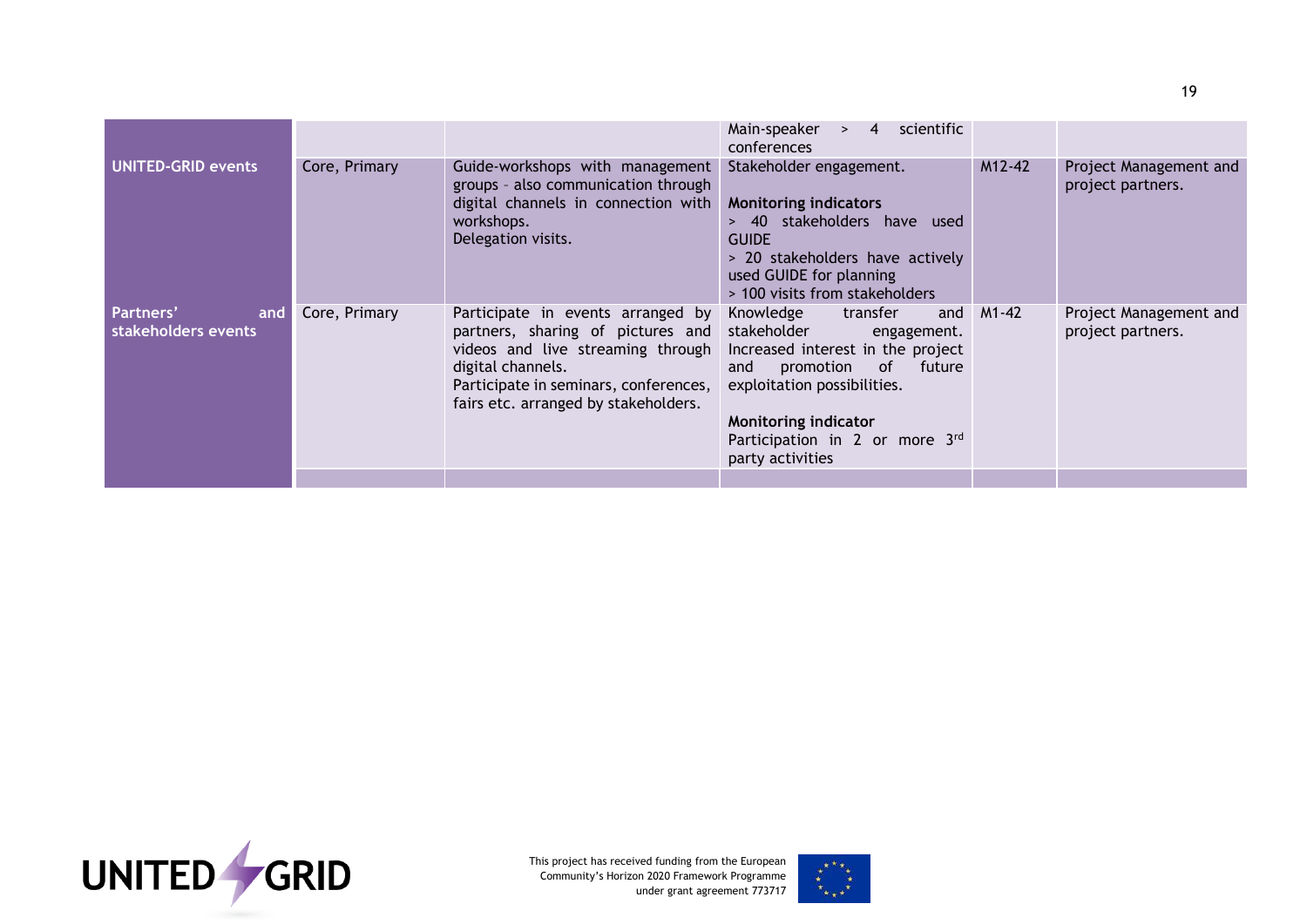| | | | | | |
|---|---|---|---|---|---|
| | | | Main-speaker > 4 scientific conferences | | |
| **UNITED-GRID events** | Core, Primary | Guide-workshops with management groups - also communication through digital channels in connection with workshops.<br>Delegation visits. | Stakeholder engagement.<br><br>**Monitoring indicators**<br>> 40 stakeholders have used GUIDE<br>> 20 stakeholders have actively used GUIDE for planning<br>> 100 visits from stakeholders | M12-42 | Project Management and project partners. |
| **Partners' and stakeholders events** | Core, Primary | Participate in events arranged by partners, sharing of pictures and videos and live streaming through digital channels.<br>Participate in seminars, conferences, fairs etc. arranged by stakeholders. | Knowledge transfer and stakeholder engagement. Increased interest in the project and promotion of future exploitation possibilities.<br><br>**Monitoring indicator**<br>Participation in 2 or more 3rd party activities | M1-42 | Project Management and project partners. |
| | | | | | |

This project has received funding from the European Community's Horizon 2020 Framework Programme under grant agreement 773717